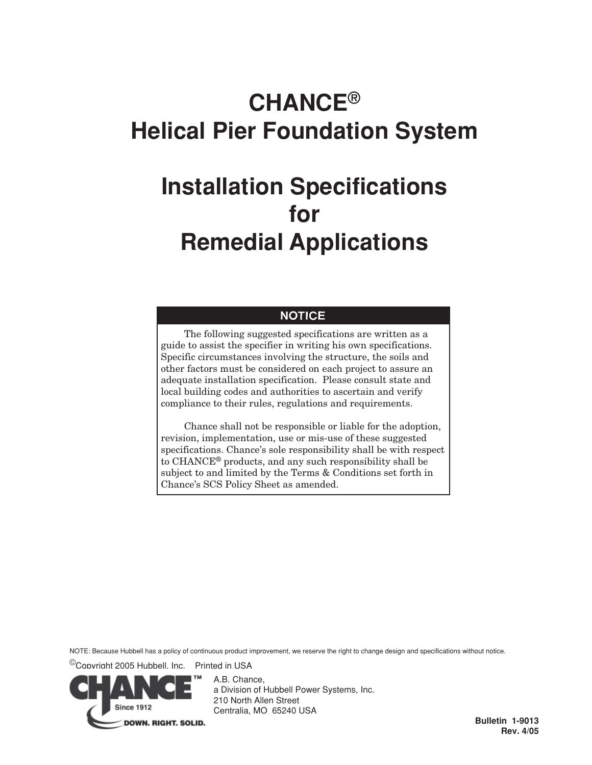# CHANCE® Helical Pier Foundation System

# Installation Specifications for Remedial Applications

**NOTICE**

The following suggested specifications are written as a guide to assist the specifier in writing his own specifications. Specific circumstances involving the structure, the soils and other factors must be considered on each project to assure an adequate installation specification. Please consult state and local building codes and authorities to ascertain and verify compliance to their rules, regulations and requirements.

Chance shall not be responsible or liable for the adoption, revision, implementation, use or mis-use of these suggested specifications. Chance's sole responsibility shall be with respect to CHANCE® products, and any such responsibility shall be subject to and limited by the Terms & Conditions set forth in Chance's SCS Policy Sheet as amended.

NOTE: Because Hubbell has a policy of continuous product improvement, we reserve the right to change design and specifications without notice.

©Copyright 2005 Hubbell, Inc. Printed in USA

CHANCE™ Since 1912 DOWN. RIGHT. SOLID.

A.B. Chance,
a Division of Hubbell Power Systems, Inc.
210 North Allen Street
Centralia, MO 65240 USA

**Bulletin 1-9013**
**Rev. 4/05**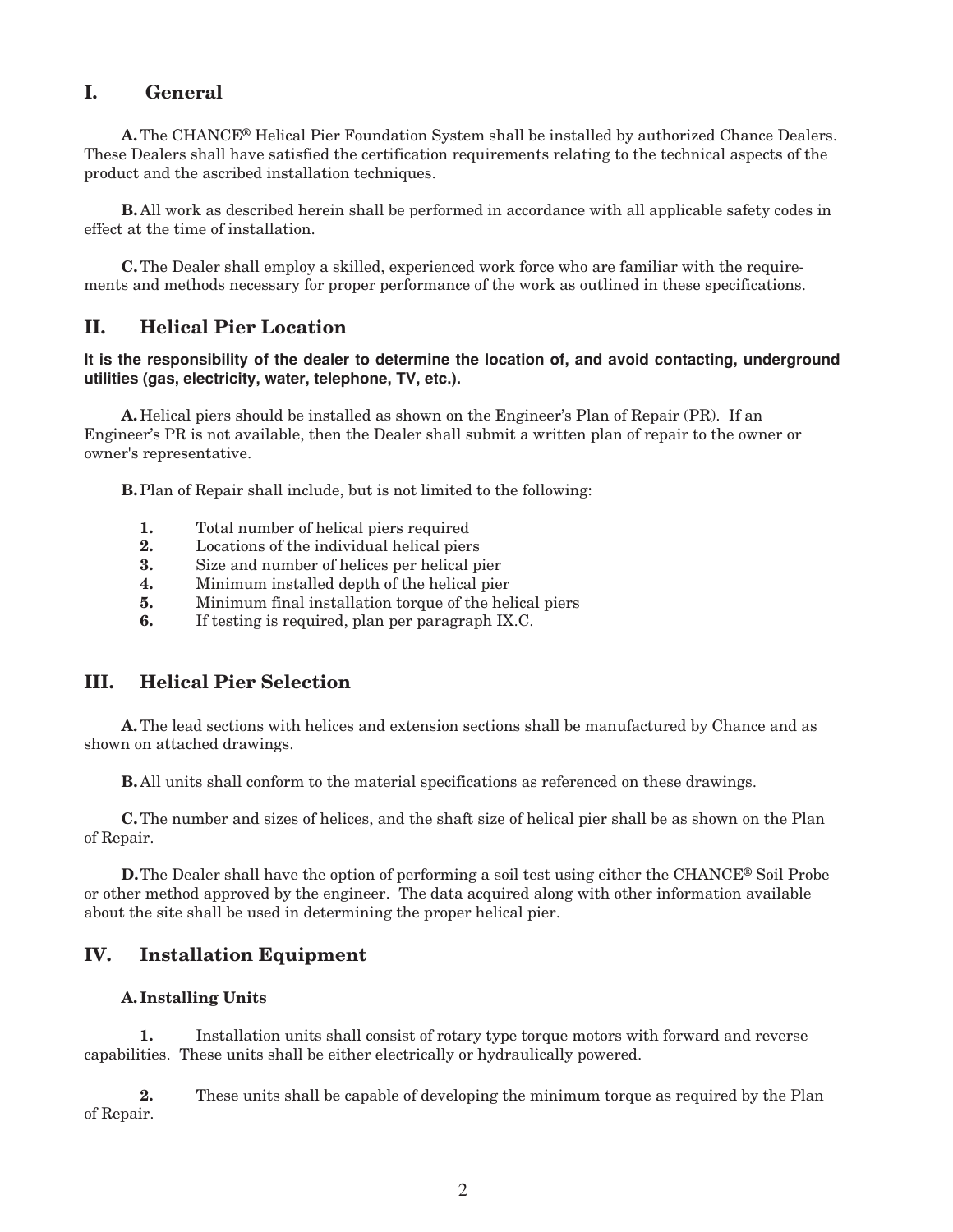## I. General

**A.** The CHANCE® Helical Pier Foundation System shall be installed by authorized Chance Dealers. These Dealers shall have satisfied the certification requirements relating to the technical aspects of the product and the ascribed installation techniques.

**B.** All work as described herein shall be performed in accordance with all applicable safety codes in effect at the time of installation.

**C.** The Dealer shall employ a skilled, experienced work force who are familiar with the requirements and methods necessary for proper performance of the work as outlined in these specifications.

## II. Helical Pier Location

**It is the responsibility of the dealer to determine the location of, and avoid contacting, underground utilities (gas, electricity, water, telephone, TV, etc.).**

**A.** Helical piers should be installed as shown on the Engineer's Plan of Repair (PR). If an Engineer's PR is not available, then the Dealer shall submit a written plan of repair to the owner or owner's representative.

**B.** Plan of Repair shall include, but is not limited to the following:

1. Total number of helical piers required
2. Locations of the individual helical piers
3. Size and number of helices per helical pier
4. Minimum installed depth of the helical pier
5. Minimum final installation torque of the helical piers
6. If testing is required, plan per paragraph IX.C.

## III. Helical Pier Selection

**A.** The lead sections with helices and extension sections shall be manufactured by Chance and as shown on attached drawings.

**B.** All units shall conform to the material specifications as referenced on these drawings.

**C.** The number and sizes of helices, and the shaft size of helical pier shall be as shown on the Plan of Repair.

**D.** The Dealer shall have the option of performing a soil test using either the CHANCE® Soil Probe or other method approved by the engineer. The data acquired along with other information available about the site shall be used in determining the proper helical pier.

## IV. Installation Equipment

### A. Installing Units

**1.** Installation units shall consist of rotary type torque motors with forward and reverse capabilities. These units shall be either electrically or hydraulically powered.

**2.** These units shall be capable of developing the minimum torque as required by the Plan of Repair.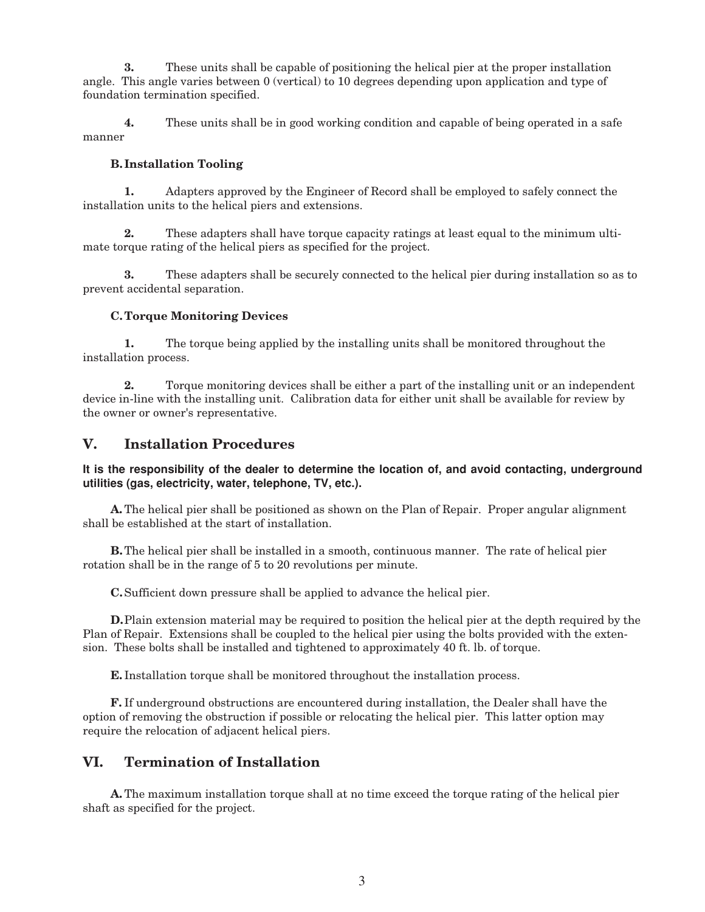**3.** These units shall be capable of positioning the helical pier at the proper installation angle. This angle varies between 0 (vertical) to 10 degrees depending upon application and type of foundation termination specified.

**4.** These units shall be in good working condition and capable of being operated in a safe manner

### B. Installation Tooling

**1.** Adapters approved by the Engineer of Record shall be employed to safely connect the installation units to the helical piers and extensions.

**2.** These adapters shall have torque capacity ratings at least equal to the minimum ultimate torque rating of the helical piers as specified for the project.

**3.** These adapters shall be securely connected to the helical pier during installation so as to prevent accidental separation.

### C. Torque Monitoring Devices

**1.** The torque being applied by the installing units shall be monitored throughout the installation process.

**2.** Torque monitoring devices shall be either a part of the installing unit or an independent device in-line with the installing unit. Calibration data for either unit shall be available for review by the owner or owner's representative.

## V. Installation Procedures

**It is the responsibility of the dealer to determine the location of, and avoid contacting, underground utilities (gas, electricity, water, telephone, TV, etc.).**

**A.** The helical pier shall be positioned as shown on the Plan of Repair. Proper angular alignment shall be established at the start of installation.

**B.** The helical pier shall be installed in a smooth, continuous manner. The rate of helical pier rotation shall be in the range of 5 to 20 revolutions per minute.

**C.** Sufficient down pressure shall be applied to advance the helical pier.

**D.** Plain extension material may be required to position the helical pier at the depth required by the Plan of Repair. Extensions shall be coupled to the helical pier using the bolts provided with the extension. These bolts shall be installed and tightened to approximately 40 ft. lb. of torque.

**E.** Installation torque shall be monitored throughout the installation process.

**F.** If underground obstructions are encountered during installation, the Dealer shall have the option of removing the obstruction if possible or relocating the helical pier. This latter option may require the relocation of adjacent helical piers.

## VI. Termination of Installation

**A.** The maximum installation torque shall at no time exceed the torque rating of the helical pier shaft as specified for the project.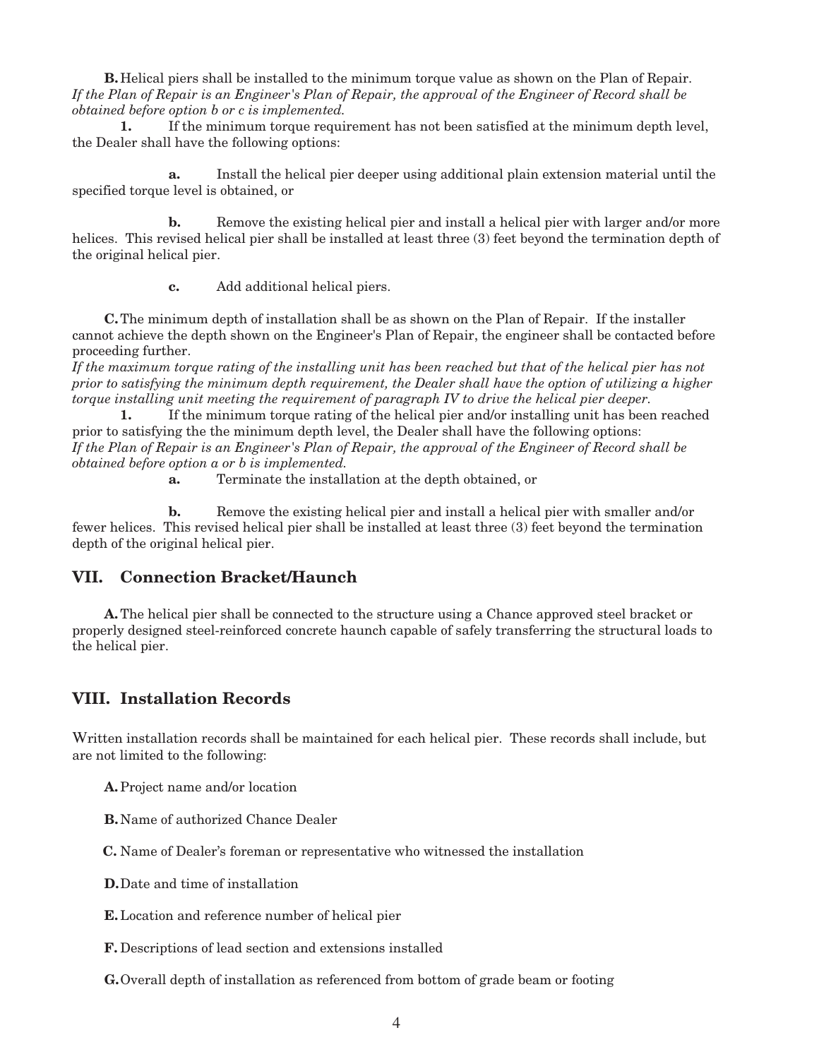**B.** Helical piers shall be installed to the minimum torque value as shown on the Plan of Repair. *If the Plan of Repair is an Engineer's Plan of Repair, the approval of the Engineer of Record shall be obtained before option b or c is implemented.*

**1.** If the minimum torque requirement has not been satisfied at the minimum depth level, the Dealer shall have the following options:

**a.** Install the helical pier deeper using additional plain extension material until the specified torque level is obtained, or

**b.** Remove the existing helical pier and install a helical pier with larger and/or more helices. This revised helical pier shall be installed at least three (3) feet beyond the termination depth of the original helical pier.

**c.** Add additional helical piers.

**C.** The minimum depth of installation shall be as shown on the Plan of Repair. If the installer cannot achieve the depth shown on the Engineer's Plan of Repair, the engineer shall be contacted before proceeding further.
*If the maximum torque rating of the installing unit has been reached but that of the helical pier has not prior to satisfying the minimum depth requirement, the Dealer shall have the option of utilizing a higher torque installing unit meeting the requirement of paragraph IV to drive the helical pier deeper.*

**1.** If the minimum torque rating of the helical pier and/or installing unit has been reached prior to satisfying the the minimum depth level, the Dealer shall have the following options:
*If the Plan of Repair is an Engineer's Plan of Repair, the approval of the Engineer of Record shall be obtained before option a or b is implemented.*

**a.** Terminate the installation at the depth obtained, or

**b.** Remove the existing helical pier and install a helical pier with smaller and/or fewer helices. This revised helical pier shall be installed at least three (3) feet beyond the termination depth of the original helical pier.

## VII. Connection Bracket/Haunch

**A.** The helical pier shall be connected to the structure using a Chance approved steel bracket or properly designed steel-reinforced concrete haunch capable of safely transferring the structural loads to the helical pier.

## VIII. Installation Records

Written installation records shall be maintained for each helical pier. These records shall include, but are not limited to the following:

**A.** Project name and/or location

**B.** Name of authorized Chance Dealer

**C.** Name of Dealer's foreman or representative who witnessed the installation

**D.** Date and time of installation

**E.** Location and reference number of helical pier

**F.** Descriptions of lead section and extensions installed

**G.** Overall depth of installation as referenced from bottom of grade beam or footing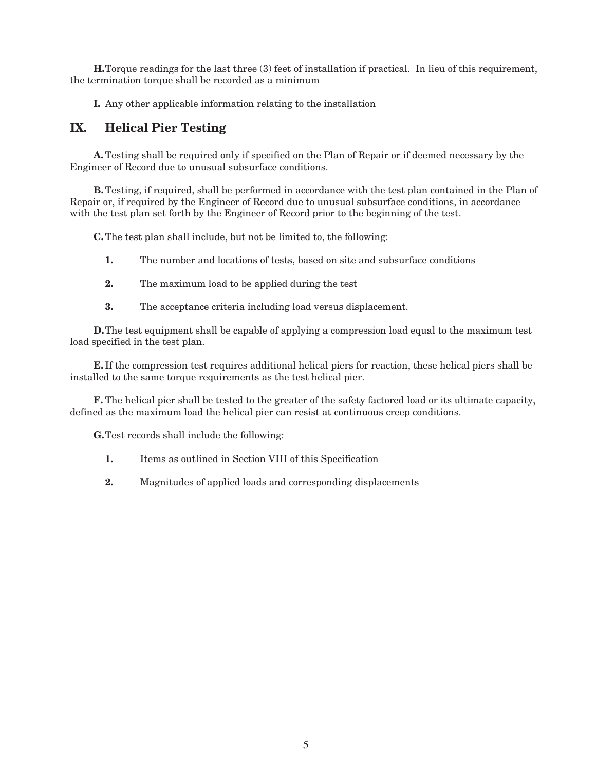**H.** Torque readings for the last three (3) feet of installation if practical. In lieu of this requirement, the termination torque shall be recorded as a minimum

**I.** Any other applicable information relating to the installation

## IX. Helical Pier Testing

**A.** Testing shall be required only if specified on the Plan of Repair or if deemed necessary by the Engineer of Record due to unusual subsurface conditions.

**B.** Testing, if required, shall be performed in accordance with the test plan contained in the Plan of Repair or, if required by the Engineer of Record due to unusual subsurface conditions, in accordance with the test plan set forth by the Engineer of Record prior to the beginning of the test.

**C.** The test plan shall include, but not be limited to, the following:

1. The number and locations of tests, based on site and subsurface conditions
2. The maximum load to be applied during the test
3. The acceptance criteria including load versus displacement.

**D.** The test equipment shall be capable of applying a compression load equal to the maximum test load specified in the test plan.

**E.** If the compression test requires additional helical piers for reaction, these helical piers shall be installed to the same torque requirements as the test helical pier.

**F.** The helical pier shall be tested to the greater of the safety factored load or its ultimate capacity, defined as the maximum load the helical pier can resist at continuous creep conditions.

**G.** Test records shall include the following:

1. Items as outlined in Section VIII of this Specification
2. Magnitudes of applied loads and corresponding displacements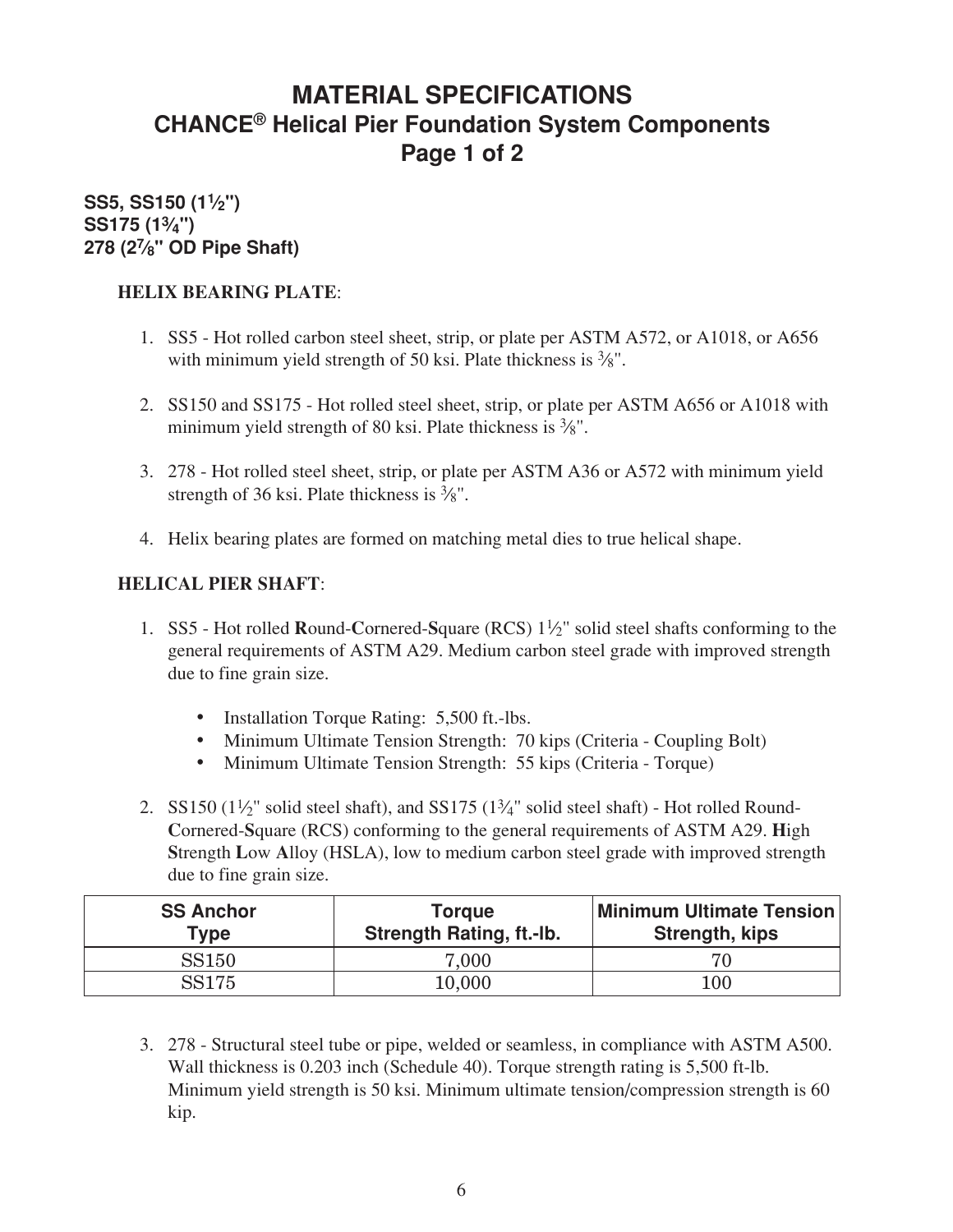# MATERIAL SPECIFICATIONS
## CHANCE® Helical Pier Foundation System Components
## Page 1 of 2

**SS5, SS150 (1½")**
**SS175 (1¾")**
**278 (2⅞" OD Pipe Shaft)**

**HELIX BEARING PLATE**:

1. SS5 - Hot rolled carbon steel sheet, strip, or plate per ASTM A572, or A1018, or A656 with minimum yield strength of 50 ksi. Plate thickness is ⅜".

2. SS150 and SS175 - Hot rolled steel sheet, strip, or plate per ASTM A656 or A1018 with minimum yield strength of 80 ksi. Plate thickness is ⅜".

3. 278 - Hot rolled steel sheet, strip, or plate per ASTM A36 or A572 with minimum yield strength of 36 ksi. Plate thickness is ⅜".

4. Helix bearing plates are formed on matching metal dies to true helical shape.

**HELICAL PIER SHAFT**:

1. SS5 - Hot rolled **R**ound-**C**ornered-**S**quare (RCS) 1½" solid steel shafts conforming to the general requirements of ASTM A29. Medium carbon steel grade with improved strength due to fine grain size.

   - Installation Torque Rating: 5,500 ft.-lbs.
   - Minimum Ultimate Tension Strength: 70 kips (Criteria - Coupling Bolt)
   - Minimum Ultimate Tension Strength: 55 kips (Criteria - Torque)

2. SS150 (1½" solid steel shaft), and SS175 (1¾" solid steel shaft) - Hot rolled Round-**C**ornered-**S**quare (RCS) conforming to the general requirements of ASTM A29. **H**igh **S**trength **L**ow **A**lloy (HSLA), low to medium carbon steel grade with improved strength due to fine grain size.

| SS Anchor Type | Torque Strength Rating, ft.-lb. | Minimum Ultimate Tension Strength, kips |
|---|---|---|
| SS150 | 7,000 | 70 |
| SS175 | 10,000 | 100 |

3. 278 - Structural steel tube or pipe, welded or seamless, in compliance with ASTM A500. Wall thickness is 0.203 inch (Schedule 40). Torque strength rating is 5,500 ft-lb. Minimum yield strength is 50 ksi. Minimum ultimate tension/compression strength is 60 kip.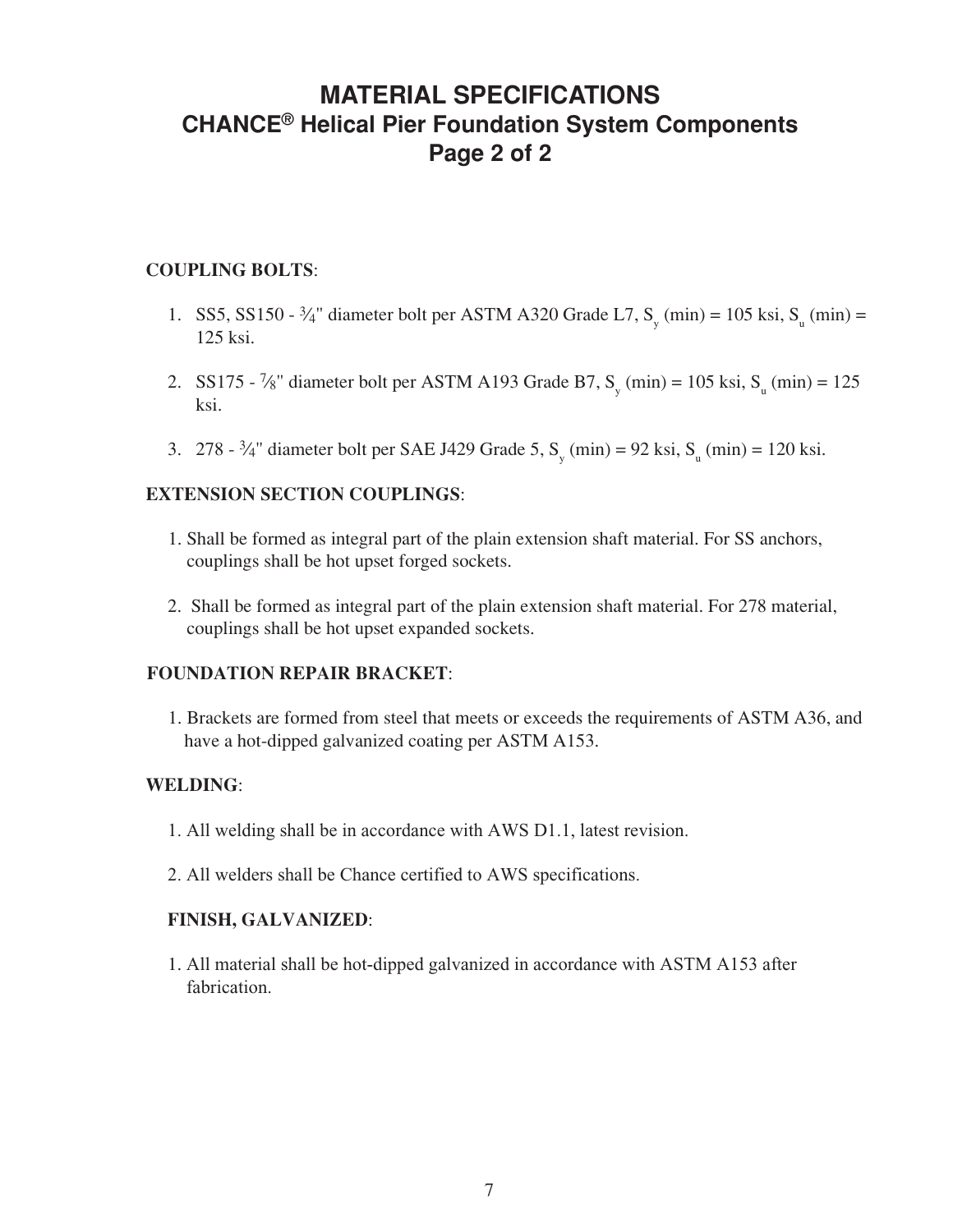# MATERIAL SPECIFICATIONS
## CHANCE® Helical Pier Foundation System Components
## Page 2 of 2

**COUPLING BOLTS**:

1. SS5, SS150 - ¾" diameter bolt per ASTM A320 Grade L7, $S_y$ (min) = 105 ksi, $S_u$ (min) = 125 ksi.

2. SS175 - ⅞" diameter bolt per ASTM A193 Grade B7, $S_y$ (min) = 105 ksi, $S_u$ (min) = 125 ksi.

3. 278 - ¾" diameter bolt per SAE J429 Grade 5, $S_y$ (min) = 92 ksi, $S_u$ (min) = 120 ksi.

**EXTENSION SECTION COUPLINGS**:

1. Shall be formed as integral part of the plain extension shaft material. For SS anchors, couplings shall be hot upset forged sockets.

2. Shall be formed as integral part of the plain extension shaft material. For 278 material, couplings shall be hot upset expanded sockets.

**FOUNDATION REPAIR BRACKET**:

1. Brackets are formed from steel that meets or exceeds the requirements of ASTM A36, and have a hot-dipped galvanized coating per ASTM A153.

**WELDING**:

1. All welding shall be in accordance with AWS D1.1, latest revision.

2. All welders shall be Chance certified to AWS specifications.

**FINISH, GALVANIZED**:

1. All material shall be hot-dipped galvanized in accordance with ASTM A153 after fabrication.